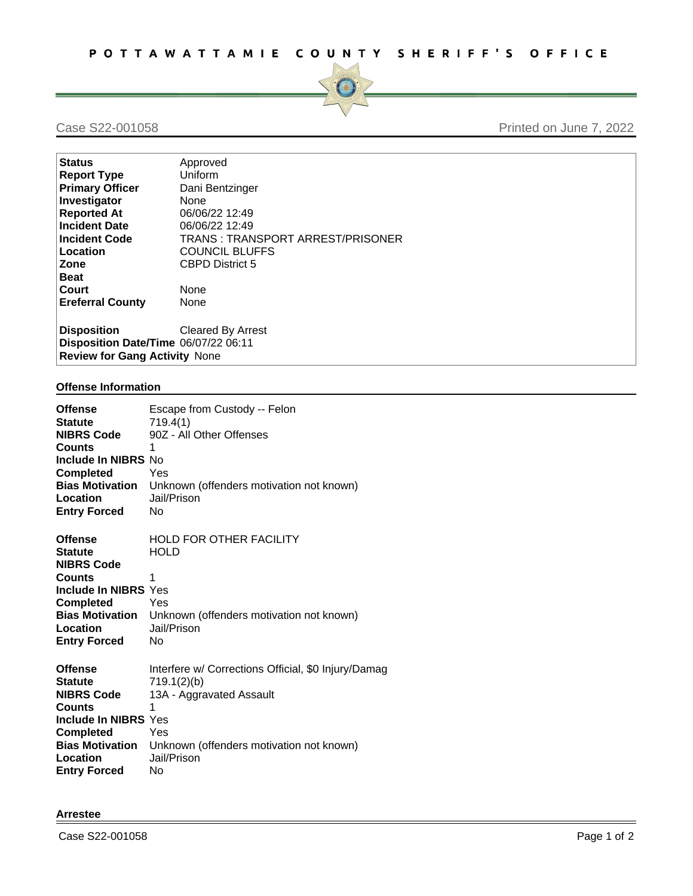# POTTAWATTAMIE COUNTY SHERIFF'S OFFICE

Case S22-001058 Printed on June 7, 2022

| | |
|---|---|
| **Status** | Approved |
| **Report Type** | Uniform |
| **Primary Officer** | Dani Bentzinger |
| **Investigator** | None |
| **Reported At** | 06/06/22 12:49 |
| **Incident Date** | 06/06/22 12:49 |
| **Incident Code** | TRANS : TRANSPORT ARREST/PRISONER |
| **Location** | COUNCIL BLUFFS |
| **Zone** | CBPD District 5 |
| **Beat** | |
| **Court** | None |
| **Ereferral County** | None |
| **Disposition** | Cleared By Arrest |
| **Disposition Date/Time** | 06/07/22 06:11 |
| **Review for Gang Activity** | None |

## Offense Information

| | |
|---|---|
| **Offense** | Escape from Custody -- Felon |
| **Statute** | 719.4(1) |
| **NIBRS Code** | 90Z - All Other Offenses |
| **Counts** | 1 |
| **Include In NIBRS** | No |
| **Completed** | Yes |
| **Bias Motivation** | Unknown (offenders motivation not known) |
| **Location** | Jail/Prison |
| **Entry Forced** | No |

| | |
|---|---|
| **Offense** | HOLD FOR OTHER FACILITY |
| **Statute** | HOLD |
| **NIBRS Code** | |
| **Counts** | 1 |
| **Include In NIBRS** | Yes |
| **Completed** | Yes |
| **Bias Motivation** | Unknown (offenders motivation not known) |
| **Location** | Jail/Prison |
| **Entry Forced** | No |

| | |
|---|---|
| **Offense** | Interfere w/ Corrections Official, $0 Injury/Damag |
| **Statute** | 719.1(2)(b) |
| **NIBRS Code** | 13A - Aggravated Assault |
| **Counts** | 1 |
| **Include In NIBRS** | Yes |
| **Completed** | Yes |
| **Bias Motivation** | Unknown (offenders motivation not known) |
| **Location** | Jail/Prison |
| **Entry Forced** | No |

## Arrestee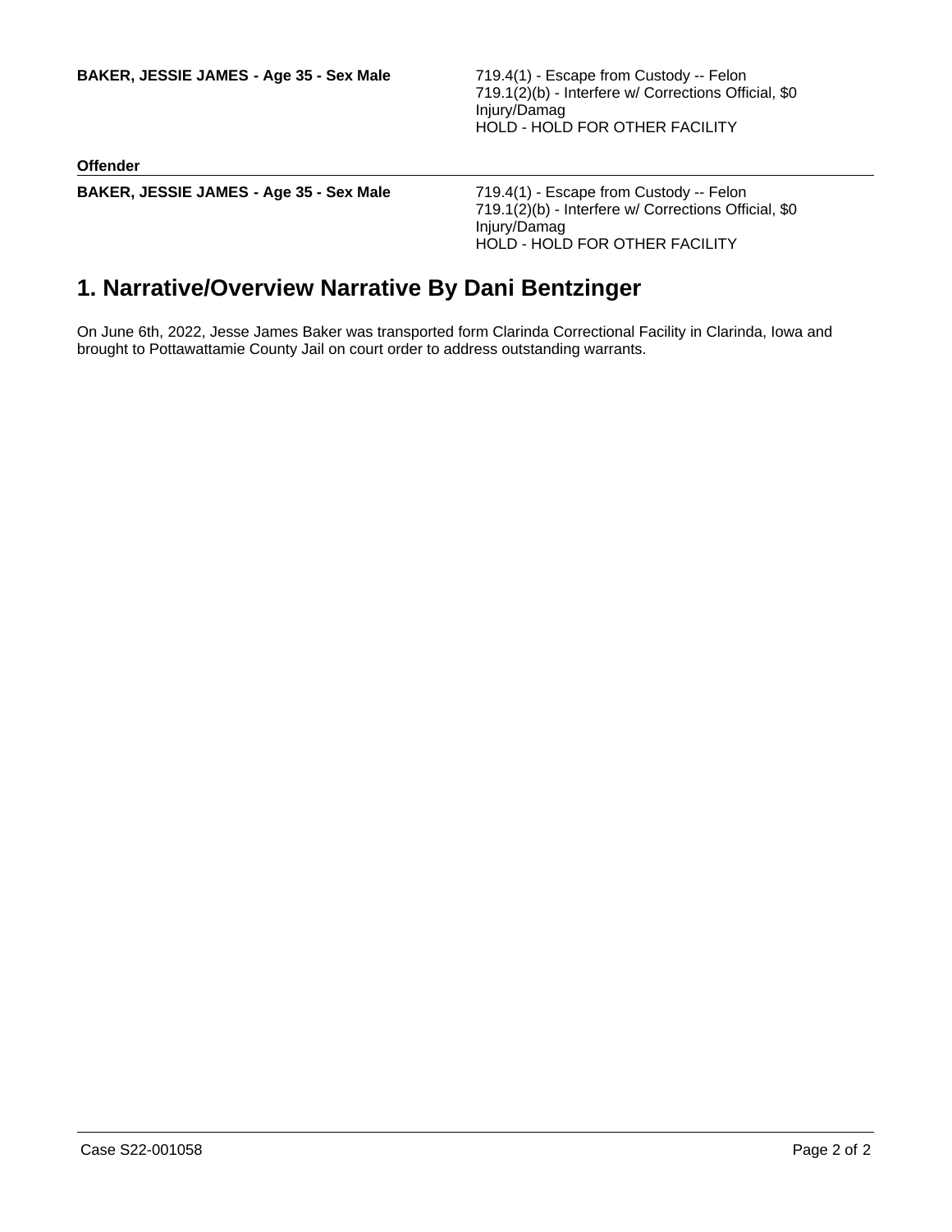| | |
|---|---|
| **BAKER, JESSIE JAMES - Age 35 - Sex Male** | 719.4(1) - Escape from Custody -- Felon<br>719.1(2)(b) - Interfere w/ Corrections Official, $0 Injury/Damag<br>HOLD - HOLD FOR OTHER FACILITY |

**Offender**

| | |
|---|---|
| **BAKER, JESSIE JAMES - Age 35 - Sex Male** | 719.4(1) - Escape from Custody -- Felon<br>719.1(2)(b) - Interfere w/ Corrections Official, $0 Injury/Damag<br>HOLD - HOLD FOR OTHER FACILITY |

## 1. Narrative/Overview Narrative By Dani Bentzinger

On June 6th, 2022, Jesse James Baker was transported form Clarinda Correctional Facility in Clarinda, Iowa and brought to Pottawattamie County Jail on court order to address outstanding warrants.